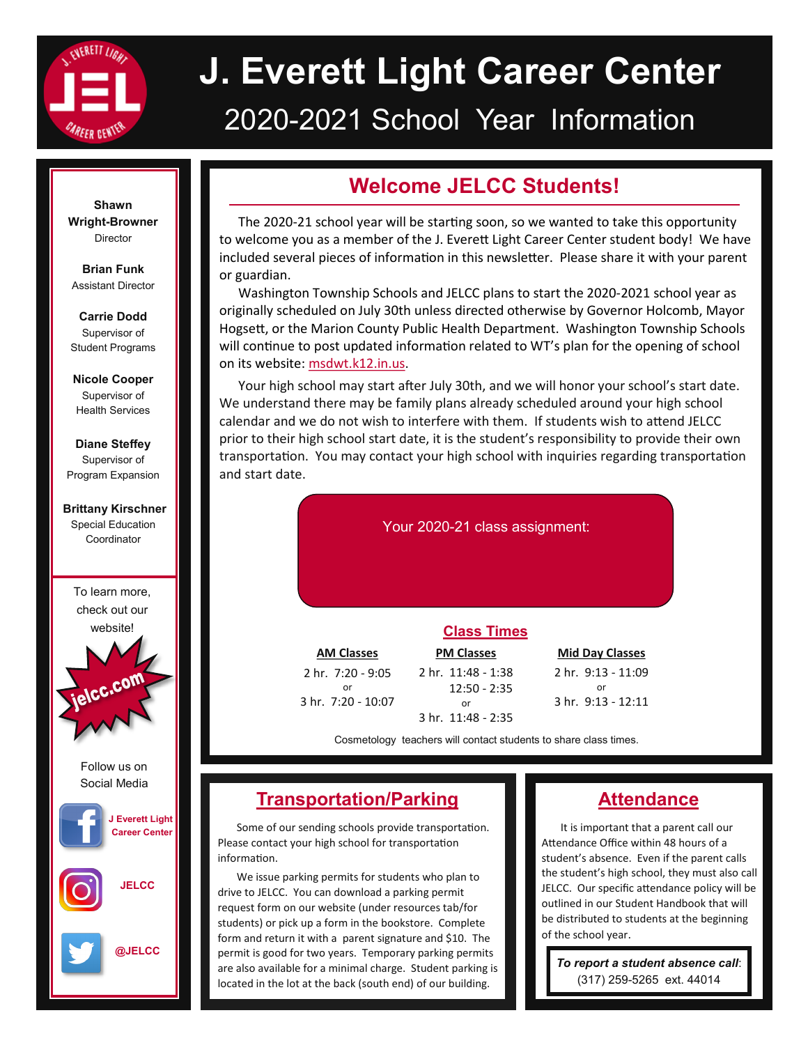# J. Everett Light Career Center

## 2020-2021 School Year Information

**Shawn Wright-Browner**
Director

**Brian Funk**
Assistant Director

**Carrie Dodd**
Supervisor of Student Programs

**Nicole Cooper**
Supervisor of Health Services

**Diane Steffey**
Supervisor of Program Expansion

**Brittany Kirschner**
Special Education Coordinator

To learn more, check out our website!

jelcc.com

Follow us on Social Media

J Everett Light Career Center

JELCC

@JELCC

## Welcome JELCC Students!

The 2020-21 school year will be starting soon, so we wanted to take this opportunity to welcome you as a member of the J. Everett Light Career Center student body! We have included several pieces of information in this newsletter. Please share it with your parent or guardian.

Washington Township Schools and JELCC plans to start the 2020-2021 school year as originally scheduled on July 30th unless directed otherwise by Governor Holcomb, Mayor Hogsett, or the Marion County Public Health Department. Washington Township Schools will continue to post updated information related to WT's plan for the opening of school on its website: msdwt.k12.in.us.

Your high school may start after July 30th, and we will honor your school's start date. We understand there may be family plans already scheduled around your high school calendar and we do not wish to interfere with them. If students wish to attend JELCC prior to their high school start date, it is the student's responsibility to provide their own transportation. You may contact your high school with inquiries regarding transportation and start date.

Your 2020-21 class assignment:

### Class Times

| AM Classes | PM Classes | Mid Day Classes |
| --- | --- | --- |
| 2 hr. 7:20 - 9:05 | 2 hr. 11:48 - 1:38 | 2 hr. 9:13 - 11:09 |
| | 12:50 - 2:35 | |
| or | or | or |
| 3 hr. 7:20 - 10:07 | 3 hr. 11:48 - 2:35 | 3 hr. 9:13 - 12:11 |

Cosmetology teachers will contact students to share class times.

## Transportation/Parking

Some of our sending schools provide transportation. Please contact your high school for transportation information.

We issue parking permits for students who plan to drive to JELCC. You can download a parking permit request form on our website (under resources tab/for students) or pick up a form in the bookstore. Complete form and return it with a parent signature and $10. The permit is good for two years. Temporary parking permits are also available for a minimal charge. Student parking is located in the lot at the back (south end) of our building.

## Attendance

It is important that a parent call our Attendance Office within 48 hours of a student's absence. Even if the parent calls the student's high school, they must also call JELCC. Our specific attendance policy will be outlined in our Student Handbook that will be distributed to students at the beginning of the school year.

***To report a student absence call***: (317) 259-5265 ext. 44014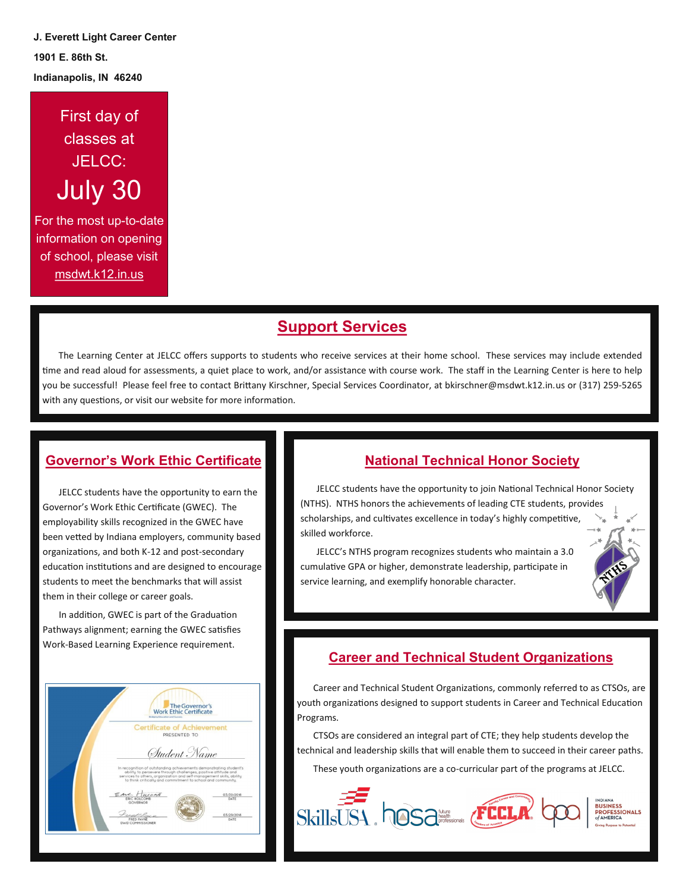**J. Everett Light Career Center**

**1901 E. 86th St.**

**Indianapolis, IN 46240**

First day of classes at JELCC:

July 30

For the most up-to-date information on opening of school, please visit msdwt.k12.in.us

## Support Services

The Learning Center at JELCC offers supports to students who receive services at their home school. These services may include extended time and read aloud for assessments, a quiet place to work, and/or assistance with course work. The staff in the Learning Center is here to help you be successful! Please feel free to contact Brittany Kirschner, Special Services Coordinator, at bkirschner@msdwt.k12.in.us or (317) 259-5265 with any questions, or visit our website for more information.

## Governor's Work Ethic Certificate

JELCC students have the opportunity to earn the Governor's Work Ethic Certificate (GWEC). The employability skills recognized in the GWEC have been vetted by Indiana employers, community based organizations, and both K-12 and post-secondary education institutions and are designed to encourage students to meet the benchmarks that will assist them in their college or career goals.

In addition, GWEC is part of the Graduation Pathways alignment; earning the GWEC satisfies Work-Based Learning Experience requirement.

## National Technical Honor Society

JELCC students have the opportunity to join National Technical Honor Society (NTHS). NTHS honors the achievements of leading CTE students, provides scholarships, and cultivates excellence in today's highly competitive, skilled workforce.

JELCC's NTHS program recognizes students who maintain a 3.0 cumulative GPA or higher, demonstrate leadership, participate in service learning, and exemplify honorable character.

## Career and Technical Student Organizations

Career and Technical Student Organizations, commonly referred to as CTSOs, are youth organizations designed to support students in Career and Technical Education Programs.

CTSOs are considered an integral part of CTE; they help students develop the technical and leadership skills that will enable them to succeed in their career paths.

These youth organizations are a co-curricular part of the programs at JELCC.